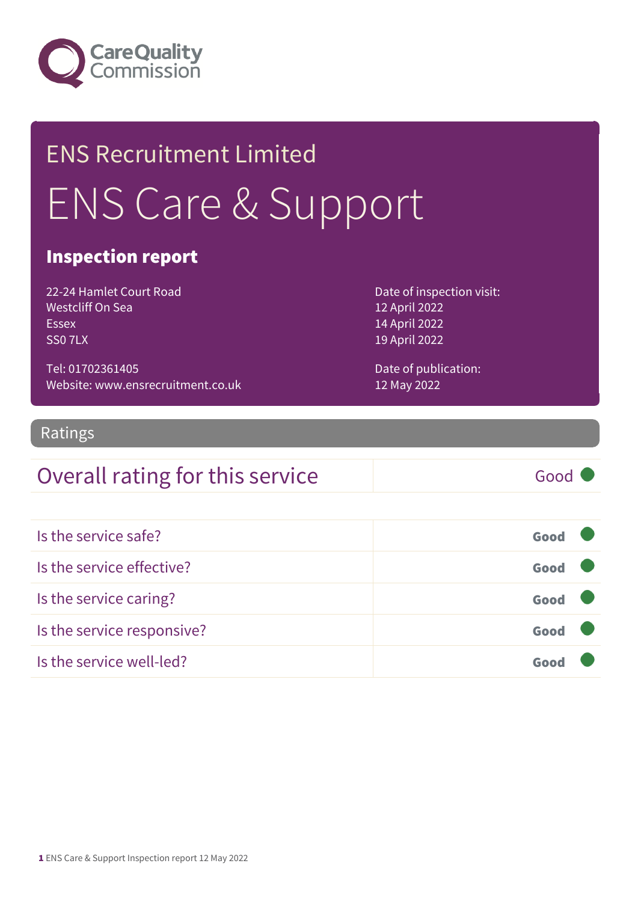Care Quality Commission

ENS Recruitment Limited

# ENS Care & Support

## Inspection report

22-24 Hamlet Court Road
Westcliff On Sea
Essex
SS0 7LX

Tel: 01702361405
Website: www.ensrecruitment.co.uk

Date of inspection visit:
12 April 2022
14 April 2022
19 April 2022

Date of publication:
12 May 2022

## Ratings

| Overall rating for this service | Good |
|---|---|

| | |
|---|---|
| Is the service safe? | Good |
| Is the service effective? | Good |
| Is the service caring? | Good |
| Is the service responsive? | Good |
| Is the service well-led? | Good |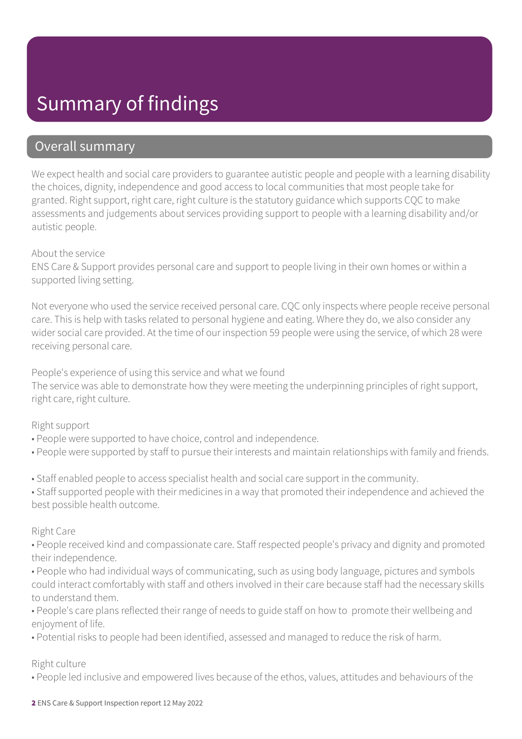# Summary of findings

## Overall summary

We expect health and social care providers to guarantee autistic people and people with a learning disability the choices, dignity, independence and good access to local communities that most people take for granted. Right support, right care, right culture is the statutory guidance which supports CQC to make assessments and judgements about services providing support to people with a learning disability and/or autistic people.

About the service
ENS Care & Support provides personal care and support to people living in their own homes or within a supported living setting.

Not everyone who used the service received personal care. CQC only inspects where people receive personal care. This is help with tasks related to personal hygiene and eating. Where they do, we also consider any wider social care provided. At the time of our inspection 59 people were using the service, of which 28 were receiving personal care.

People's experience of using this service and what we found
The service was able to demonstrate how they were meeting the underpinning principles of right support, right care, right culture.

Right support

- People were supported to have choice, control and independence.
- People were supported by staff to pursue their interests and maintain relationships with family and friends.
- Staff enabled people to access specialist health and social care support in the community.
- Staff supported people with their medicines in a way that promoted their independence and achieved the best possible health outcome.

Right Care

- People received kind and compassionate care. Staff respected people's privacy and dignity and promoted their independence.
- People who had individual ways of communicating, such as using body language, pictures and symbols could interact comfortably with staff and others involved in their care because staff had the necessary skills to understand them.
- People's care plans reflected their range of needs to guide staff on how to promote their wellbeing and enjoyment of life.
- Potential risks to people had been identified, assessed and managed to reduce the risk of harm.

Right culture

- People led inclusive and empowered lives because of the ethos, values, attitudes and behaviours of the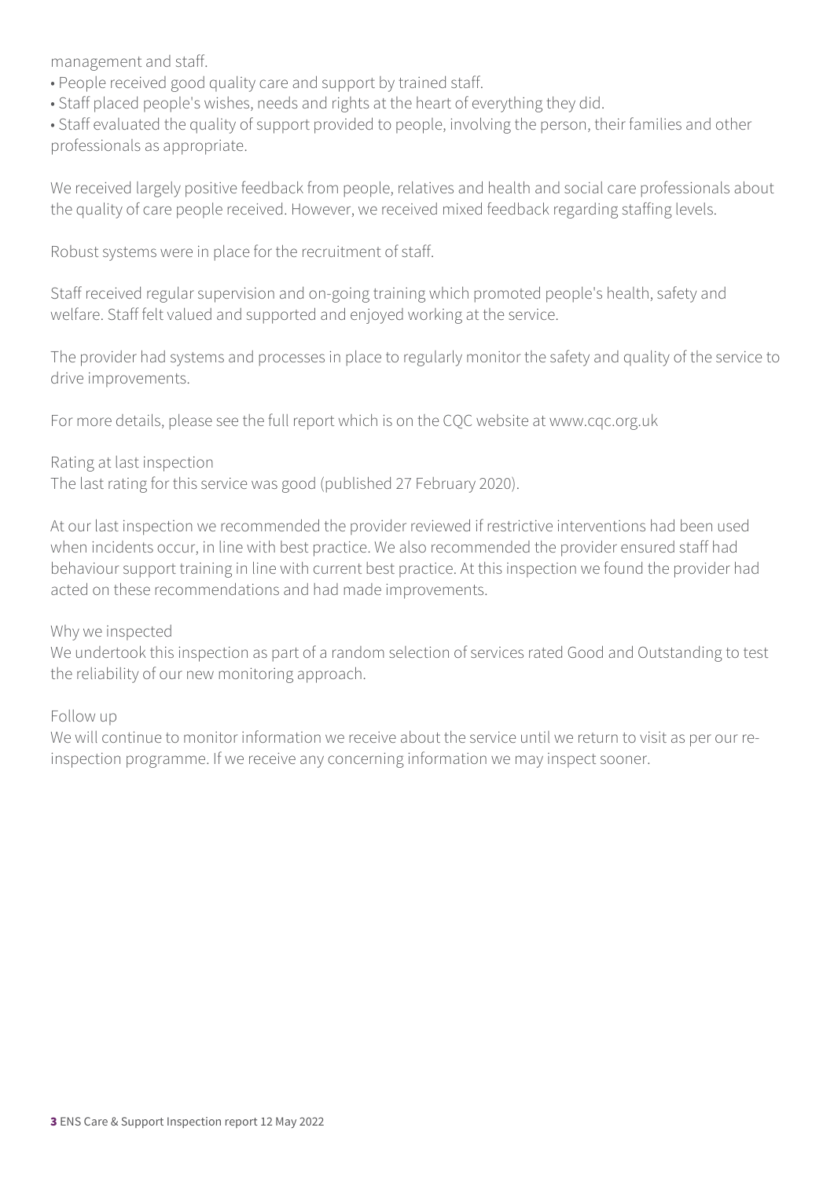management and staff.

- People received good quality care and support by trained staff.
- Staff placed people's wishes, needs and rights at the heart of everything they did.
- Staff evaluated the quality of support provided to people, involving the person, their families and other professionals as appropriate.

We received largely positive feedback from people, relatives and health and social care professionals about the quality of care people received. However, we received mixed feedback regarding staffing levels.

Robust systems were in place for the recruitment of staff.

Staff received regular supervision and on-going training which promoted people's health, safety and welfare. Staff felt valued and supported and enjoyed working at the service.

The provider had systems and processes in place to regularly monitor the safety and quality of the service to drive improvements.

For more details, please see the full report which is on the CQC website at www.cqc.org.uk

Rating at last inspection
The last rating for this service was good (published 27 February 2020).

At our last inspection we recommended the provider reviewed if restrictive interventions had been used when incidents occur, in line with best practice. We also recommended the provider ensured staff had behaviour support training in line with current best practice. At this inspection we found the provider had acted on these recommendations and had made improvements.

Why we inspected
We undertook this inspection as part of a random selection of services rated Good and Outstanding to test the reliability of our new monitoring approach.

Follow up
We will continue to monitor information we receive about the service until we return to visit as per our re-inspection programme. If we receive any concerning information we may inspect sooner.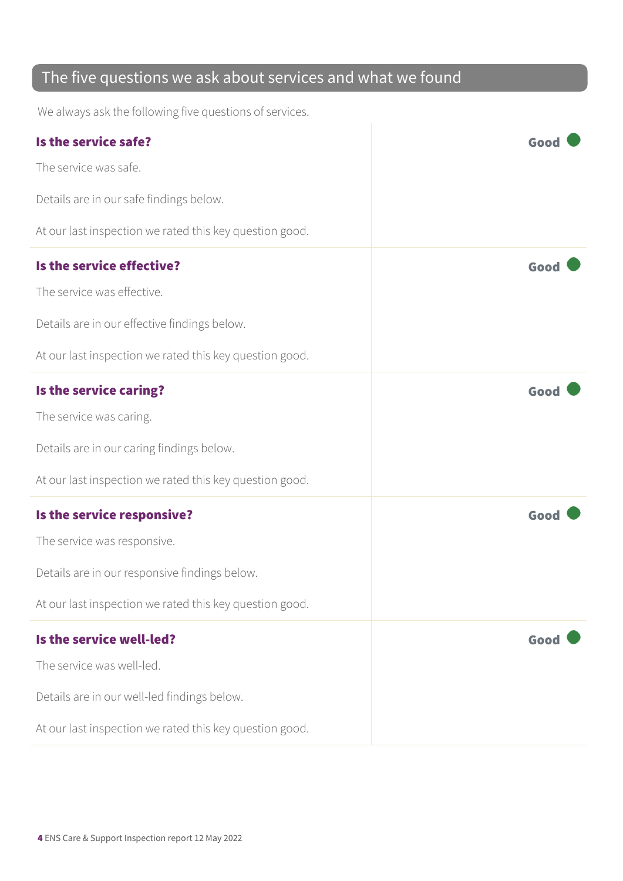## The five questions we ask about services and what we found

We always ask the following five questions of services.

### Is the service safe?

**Good**

The service was safe.

Details are in our safe findings below.

At our last inspection we rated this key question good.

### Is the service effective?

**Good**

The service was effective.

Details are in our effective findings below.

At our last inspection we rated this key question good.

### Is the service caring?

**Good**

The service was caring.

Details are in our caring findings below.

At our last inspection we rated this key question good.

### Is the service responsive?

**Good**

The service was responsive.

Details are in our responsive findings below.

At our last inspection we rated this key question good.

### Is the service well-led?

**Good**

The service was well-led.

Details are in our well-led findings below.

At our last inspection we rated this key question good.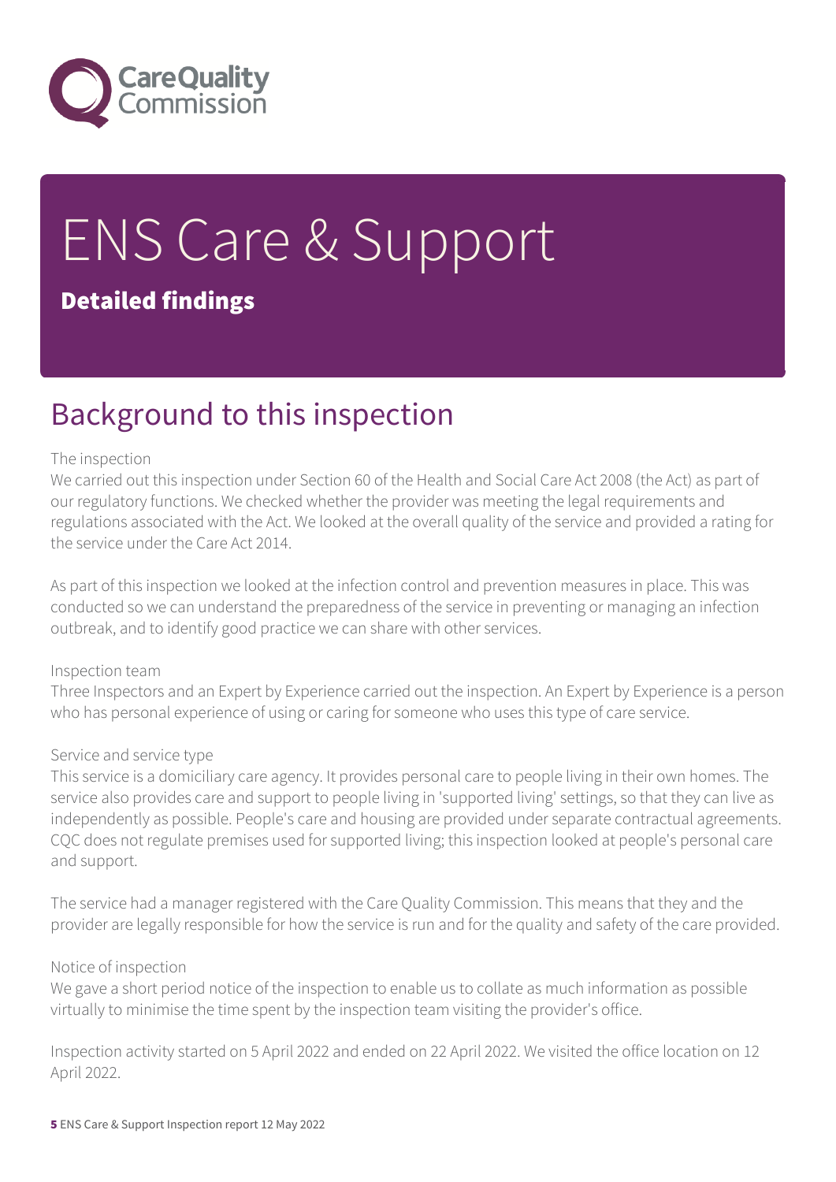# ENS Care & Support

**Detailed findings**

## Background to this inspection

The inspection

We carried out this inspection under Section 60 of the Health and Social Care Act 2008 (the Act) as part of our regulatory functions. We checked whether the provider was meeting the legal requirements and regulations associated with the Act. We looked at the overall quality of the service and provided a rating for the service under the Care Act 2014.

As part of this inspection we looked at the infection control and prevention measures in place. This was conducted so we can understand the preparedness of the service in preventing or managing an infection outbreak, and to identify good practice we can share with other services.

Inspection team

Three Inspectors and an Expert by Experience carried out the inspection. An Expert by Experience is a person who has personal experience of using or caring for someone who uses this type of care service.

Service and service type

This service is a domiciliary care agency. It provides personal care to people living in their own homes. The service also provides care and support to people living in 'supported living' settings, so that they can live as independently as possible. People's care and housing are provided under separate contractual agreements. CQC does not regulate premises used for supported living; this inspection looked at people's personal care and support.

The service had a manager registered with the Care Quality Commission. This means that they and the provider are legally responsible for how the service is run and for the quality and safety of the care provided.

Notice of inspection

We gave a short period notice of the inspection to enable us to collate as much information as possible virtually to minimise the time spent by the inspection team visiting the provider's office.

Inspection activity started on 5 April 2022 and ended on 22 April 2022. We visited the office location on 12 April 2022.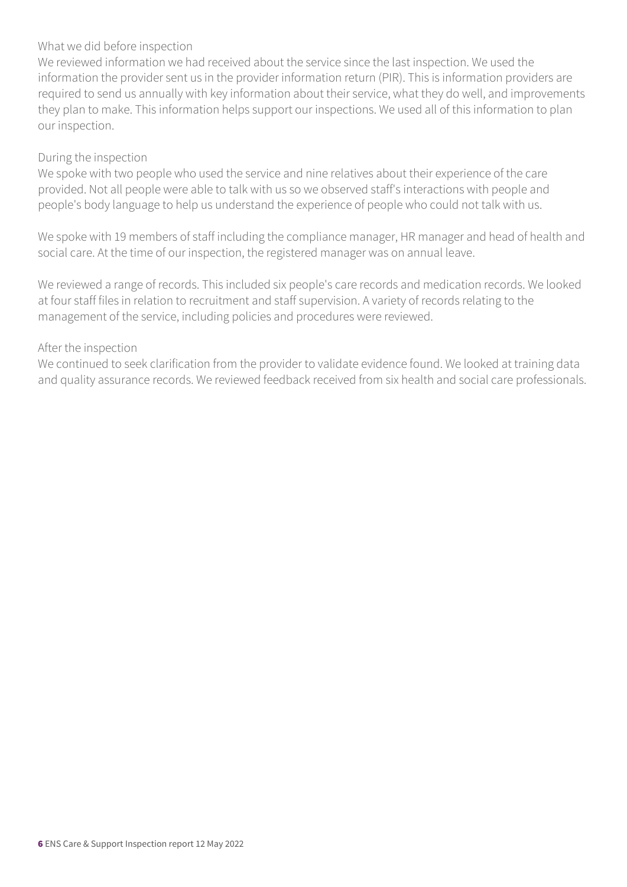What we did before inspection

We reviewed information we had received about the service since the last inspection. We used the information the provider sent us in the provider information return (PIR). This is information providers are required to send us annually with key information about their service, what they do well, and improvements they plan to make. This information helps support our inspections. We used all of this information to plan our inspection.

During the inspection

We spoke with two people who used the service and nine relatives about their experience of the care provided. Not all people were able to talk with us so we observed staff's interactions with people and people's body language to help us understand the experience of people who could not talk with us.

We spoke with 19 members of staff including the compliance manager, HR manager and head of health and social care. At the time of our inspection, the registered manager was on annual leave.

We reviewed a range of records. This included six people's care records and medication records. We looked at four staff files in relation to recruitment and staff supervision. A variety of records relating to the management of the service, including policies and procedures were reviewed.

After the inspection

We continued to seek clarification from the provider to validate evidence found. We looked at training data and quality assurance records. We reviewed feedback received from six health and social care professionals.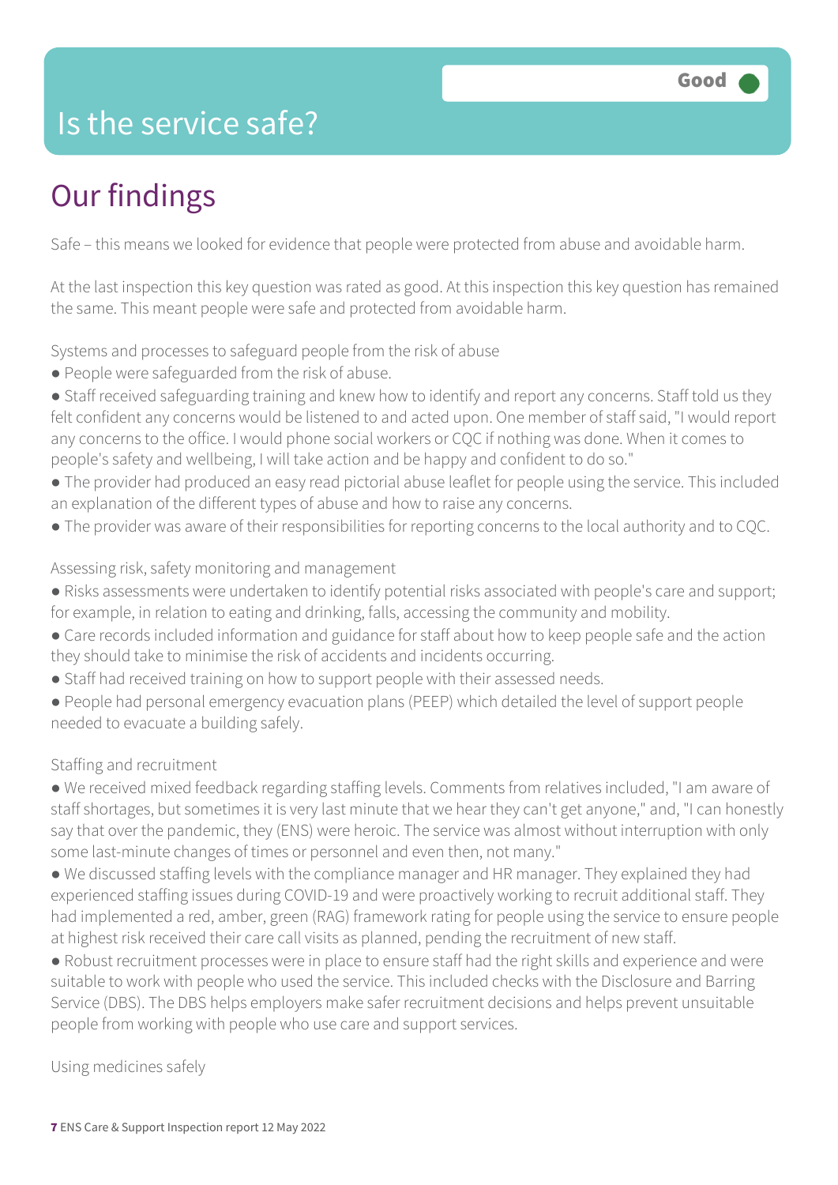# Is the service safe?

Good

## Our findings

Safe – this means we looked for evidence that people were protected from abuse and avoidable harm.

At the last inspection this key question was rated as good. At this inspection this key question has remained the same. This meant people were safe and protected from avoidable harm.

Systems and processes to safeguard people from the risk of abuse

- People were safeguarded from the risk of abuse.
- Staff received safeguarding training and knew how to identify and report any concerns. Staff told us they felt confident any concerns would be listened to and acted upon. One member of staff said, "I would report any concerns to the office. I would phone social workers or CQC if nothing was done. When it comes to people's safety and wellbeing, I will take action and be happy and confident to do so."
- The provider had produced an easy read pictorial abuse leaflet for people using the service. This included an explanation of the different types of abuse and how to raise any concerns.
- The provider was aware of their responsibilities for reporting concerns to the local authority and to CQC.

Assessing risk, safety monitoring and management

- Risks assessments were undertaken to identify potential risks associated with people's care and support; for example, in relation to eating and drinking, falls, accessing the community and mobility.
- Care records included information and guidance for staff about how to keep people safe and the action they should take to minimise the risk of accidents and incidents occurring.
- Staff had received training on how to support people with their assessed needs.
- People had personal emergency evacuation plans (PEEP) which detailed the level of support people needed to evacuate a building safely.

Staffing and recruitment

- We received mixed feedback regarding staffing levels. Comments from relatives included, "I am aware of staff shortages, but sometimes it is very last minute that we hear they can't get anyone," and, "I can honestly say that over the pandemic, they (ENS) were heroic. The service was almost without interruption with only some last-minute changes of times or personnel and even then, not many."
- We discussed staffing levels with the compliance manager and HR manager. They explained they had experienced staffing issues during COVID-19 and were proactively working to recruit additional staff. They had implemented a red, amber, green (RAG) framework rating for people using the service to ensure people at highest risk received their care call visits as planned, pending the recruitment of new staff.
- Robust recruitment processes were in place to ensure staff had the right skills and experience and were suitable to work with people who used the service. This included checks with the Disclosure and Barring Service (DBS). The DBS helps employers make safer recruitment decisions and helps prevent unsuitable people from working with people who use care and support services.

Using medicines safely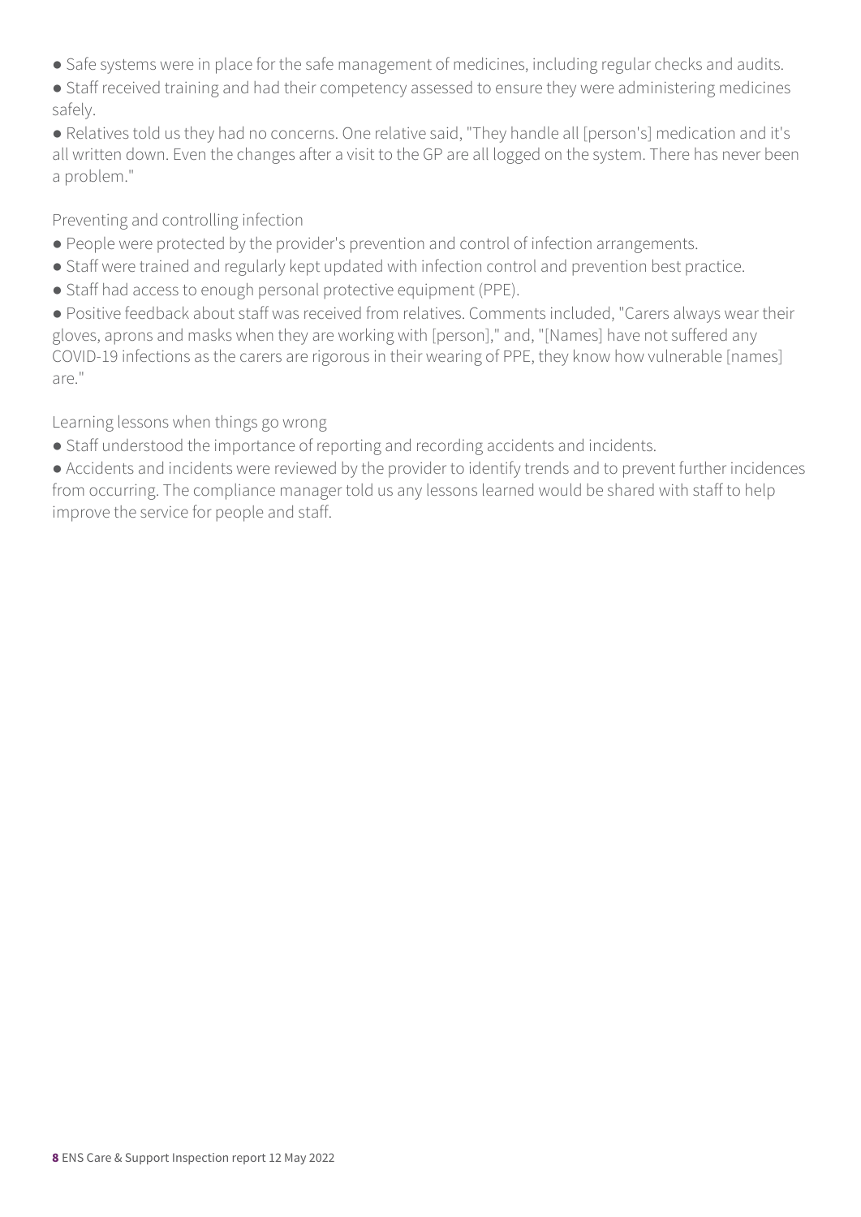- Safe systems were in place for the safe management of medicines, including regular checks and audits.
- Staff received training and had their competency assessed to ensure they were administering medicines safely.
- Relatives told us they had no concerns. One relative said, "They handle all [person's] medication and it's all written down. Even the changes after a visit to the GP are all logged on the system. There has never been a problem."

### Preventing and controlling infection

- People were protected by the provider's prevention and control of infection arrangements.
- Staff were trained and regularly kept updated with infection control and prevention best practice.
- Staff had access to enough personal protective equipment (PPE).
- Positive feedback about staff was received from relatives. Comments included, "Carers always wear their gloves, aprons and masks when they are working with [person]," and, "[Names] have not suffered any COVID-19 infections as the carers are rigorous in their wearing of PPE, they know how vulnerable [names] are."

### Learning lessons when things go wrong

- Staff understood the importance of reporting and recording accidents and incidents.
- Accidents and incidents were reviewed by the provider to identify trends and to prevent further incidences from occurring. The compliance manager told us any lessons learned would be shared with staff to help improve the service for people and staff.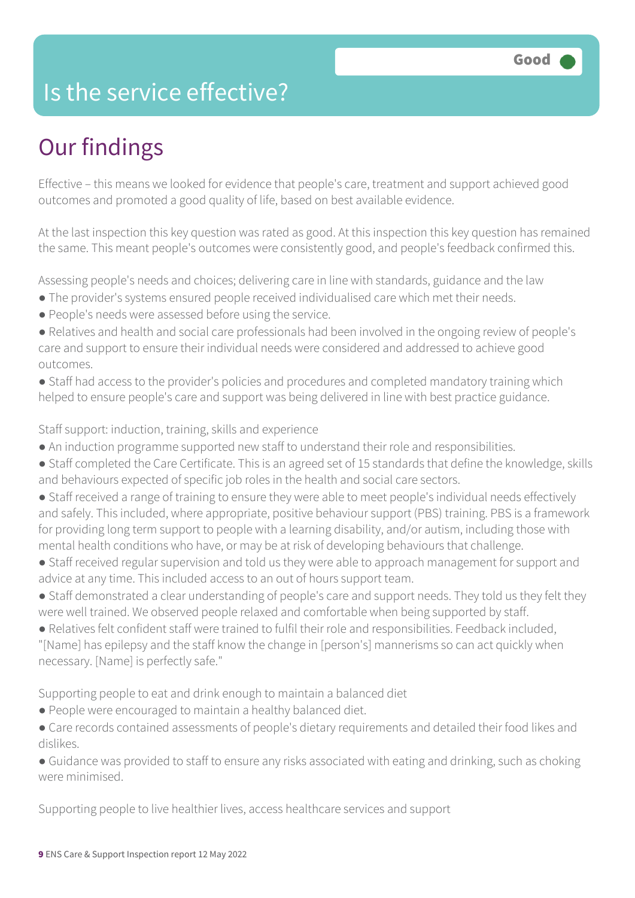# Is the service effective?

Good

## Our findings

Effective – this means we looked for evidence that people's care, treatment and support achieved good outcomes and promoted a good quality of life, based on best available evidence.

At the last inspection this key question was rated as good. At this inspection this key question has remained the same. This meant people's outcomes were consistently good, and people's feedback confirmed this.

Assessing people's needs and choices; delivering care in line with standards, guidance and the law

- The provider's systems ensured people received individualised care which met their needs.
- People's needs were assessed before using the service.
- Relatives and health and social care professionals had been involved in the ongoing review of people's care and support to ensure their individual needs were considered and addressed to achieve good outcomes.
- Staff had access to the provider's policies and procedures and completed mandatory training which helped to ensure people's care and support was being delivered in line with best practice guidance.

Staff support: induction, training, skills and experience

- An induction programme supported new staff to understand their role and responsibilities.
- Staff completed the Care Certificate. This is an agreed set of 15 standards that define the knowledge, skills and behaviours expected of specific job roles in the health and social care sectors.
- Staff received a range of training to ensure they were able to meet people's individual needs effectively and safely. This included, where appropriate, positive behaviour support (PBS) training. PBS is a framework for providing long term support to people with a learning disability, and/or autism, including those with mental health conditions who have, or may be at risk of developing behaviours that challenge.
- Staff received regular supervision and told us they were able to approach management for support and advice at any time. This included access to an out of hours support team.
- Staff demonstrated a clear understanding of people's care and support needs. They told us they felt they were well trained. We observed people relaxed and comfortable when being supported by staff.
- Relatives felt confident staff were trained to fulfil their role and responsibilities. Feedback included, "[Name] has epilepsy and the staff know the change in [person's] mannerisms so can act quickly when necessary. [Name] is perfectly safe."

Supporting people to eat and drink enough to maintain a balanced diet

- People were encouraged to maintain a healthy balanced diet.
- Care records contained assessments of people's dietary requirements and detailed their food likes and dislikes.
- Guidance was provided to staff to ensure any risks associated with eating and drinking, such as choking were minimised.

Supporting people to live healthier lives, access healthcare services and support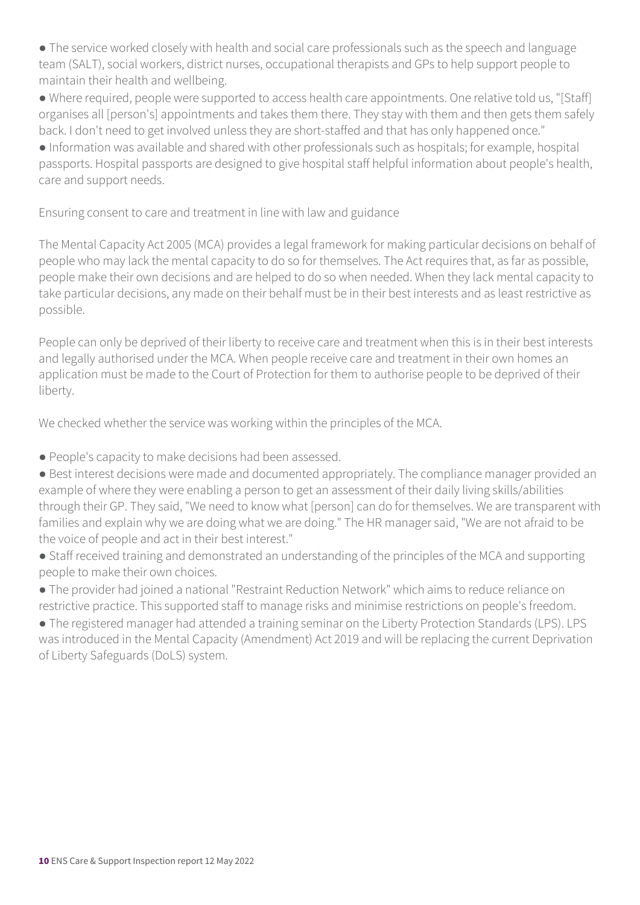- The service worked closely with health and social care professionals such as the speech and language team (SALT), social workers, district nurses, occupational therapists and GPs to help support people to maintain their health and wellbeing.
- Where required, people were supported to access health care appointments. One relative told us, "[Staff] organises all [person's] appointments and takes them there. They stay with them and then gets them safely back. I don't need to get involved unless they are short-staffed and that has only happened once."
- Information was available and shared with other professionals such as hospitals; for example, hospital passports. Hospital passports are designed to give hospital staff helpful information about people's health, care and support needs.

Ensuring consent to care and treatment in line with law and guidance

The Mental Capacity Act 2005 (MCA) provides a legal framework for making particular decisions on behalf of people who may lack the mental capacity to do so for themselves. The Act requires that, as far as possible, people make their own decisions and are helped to do so when needed. When they lack mental capacity to take particular decisions, any made on their behalf must be in their best interests and as least restrictive as possible.

People can only be deprived of their liberty to receive care and treatment when this is in their best interests and legally authorised under the MCA. When people receive care and treatment in their own homes an application must be made to the Court of Protection for them to authorise people to be deprived of their liberty.

We checked whether the service was working within the principles of the MCA.

- People's capacity to make decisions had been assessed.
- Best interest decisions were made and documented appropriately. The compliance manager provided an example of where they were enabling a person to get an assessment of their daily living skills/abilities through their GP. They said, "We need to know what [person] can do for themselves. We are transparent with families and explain why we are doing what we are doing." The HR manager said, "We are not afraid to be the voice of people and act in their best interest."
- Staff received training and demonstrated an understanding of the principles of the MCA and supporting people to make their own choices.
- The provider had joined a national "Restraint Reduction Network" which aims to reduce reliance on restrictive practice. This supported staff to manage risks and minimise restrictions on people's freedom.
- The registered manager had attended a training seminar on the Liberty Protection Standards (LPS). LPS was introduced in the Mental Capacity (Amendment) Act 2019 and will be replacing the current Deprivation of Liberty Safeguards (DoLS) system.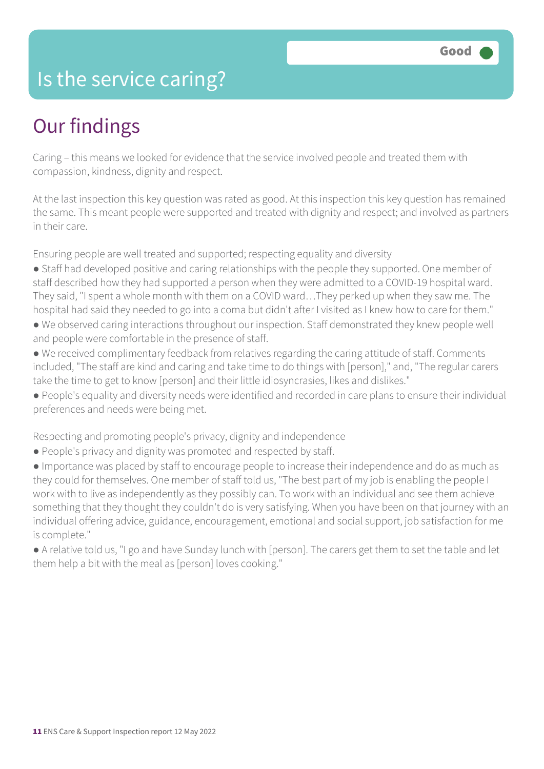# Is the service caring?

Good

## Our findings

Caring – this means we looked for evidence that the service involved people and treated them with compassion, kindness, dignity and respect.

At the last inspection this key question was rated as good. At this inspection this key question has remained the same. This meant people were supported and treated with dignity and respect; and involved as partners in their care.

Ensuring people are well treated and supported; respecting equality and diversity

- Staff had developed positive and caring relationships with the people they supported. One member of staff described how they had supported a person when they were admitted to a COVID-19 hospital ward. They said, "I spent a whole month with them on a COVID ward…They perked up when they saw me. The hospital had said they needed to go into a coma but didn't after I visited as I knew how to care for them."
- We observed caring interactions throughout our inspection. Staff demonstrated they knew people well and people were comfortable in the presence of staff.
- We received complimentary feedback from relatives regarding the caring attitude of staff. Comments included, "The staff are kind and caring and take time to do things with [person]," and, "The regular carers take the time to get to know [person] and their little idiosyncrasies, likes and dislikes."
- People's equality and diversity needs were identified and recorded in care plans to ensure their individual preferences and needs were being met.

Respecting and promoting people's privacy, dignity and independence

- People's privacy and dignity was promoted and respected by staff.
- Importance was placed by staff to encourage people to increase their independence and do as much as they could for themselves. One member of staff told us, "The best part of my job is enabling the people I work with to live as independently as they possibly can. To work with an individual and see them achieve something that they thought they couldn't do is very satisfying. When you have been on that journey with an individual offering advice, guidance, encouragement, emotional and social support, job satisfaction for me is complete."
- A relative told us, "I go and have Sunday lunch with [person]. The carers get them to set the table and let them help a bit with the meal as [person] loves cooking."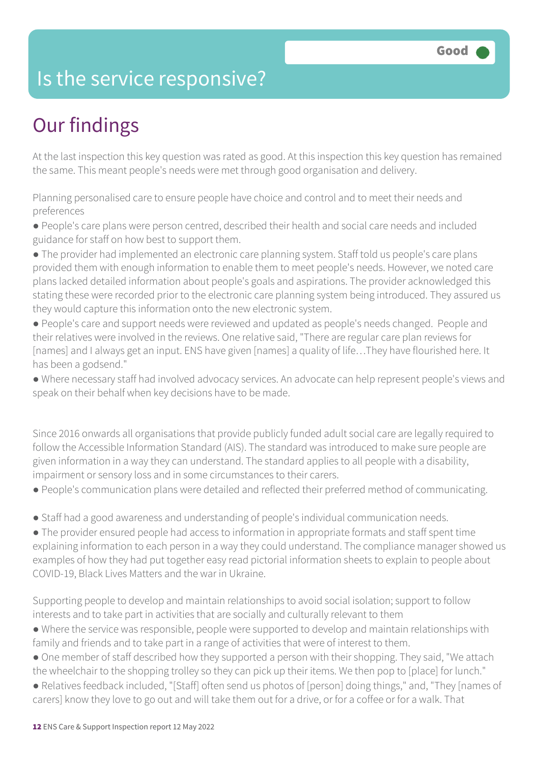# Is the service responsive?

Good

## Our findings

At the last inspection this key question was rated as good. At this inspection this key question has remained the same. This meant people's needs were met through good organisation and delivery.

Planning personalised care to ensure people have choice and control and to meet their needs and preferences

- People's care plans were person centred, described their health and social care needs and included guidance for staff on how best to support them.
- The provider had implemented an electronic care planning system. Staff told us people's care plans provided them with enough information to enable them to meet people's needs. However, we noted care plans lacked detailed information about people's goals and aspirations. The provider acknowledged this stating these were recorded prior to the electronic care planning system being introduced. They assured us they would capture this information onto the new electronic system.
- People's care and support needs were reviewed and updated as people's needs changed. People and their relatives were involved in the reviews. One relative said, "There are regular care plan reviews for [names] and I always get an input. ENS have given [names] a quality of life…They have flourished here. It has been a godsend."
- Where necessary staff had involved advocacy services. An advocate can help represent people's views and speak on their behalf when key decisions have to be made.

Since 2016 onwards all organisations that provide publicly funded adult social care are legally required to follow the Accessible Information Standard (AIS). The standard was introduced to make sure people are given information in a way they can understand. The standard applies to all people with a disability, impairment or sensory loss and in some circumstances to their carers.

- People's communication plans were detailed and reflected their preferred method of communicating.
- Staff had a good awareness and understanding of people's individual communication needs.
- The provider ensured people had access to information in appropriate formats and staff spent time explaining information to each person in a way they could understand. The compliance manager showed us examples of how they had put together easy read pictorial information sheets to explain to people about COVID-19, Black Lives Matters and the war in Ukraine.

Supporting people to develop and maintain relationships to avoid social isolation; support to follow interests and to take part in activities that are socially and culturally relevant to them

- Where the service was responsible, people were supported to develop and maintain relationships with family and friends and to take part in a range of activities that were of interest to them.
- One member of staff described how they supported a person with their shopping. They said, "We attach the wheelchair to the shopping trolley so they can pick up their items. We then pop to [place] for lunch."
- Relatives feedback included, "[Staff] often send us photos of [person] doing things," and, "They [names of carers] know they love to go out and will take them out for a drive, or for a coffee or for a walk. That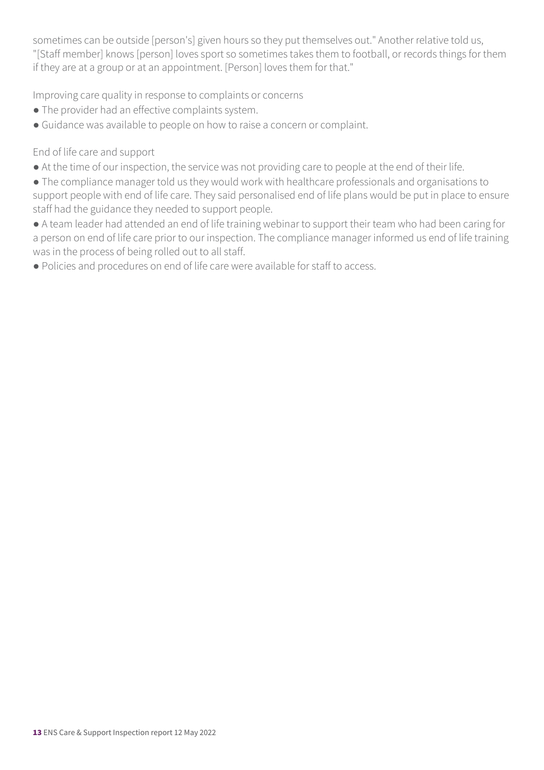sometimes can be outside [person's] given hours so they put themselves out." Another relative told us, "[Staff member] knows [person] loves sport so sometimes takes them to football, or records things for them if they are at a group or at an appointment. [Person] loves them for that."

Improving care quality in response to complaints or concerns

- The provider had an effective complaints system.
- Guidance was available to people on how to raise a concern or complaint.

End of life care and support

- At the time of our inspection, the service was not providing care to people at the end of their life.
- The compliance manager told us they would work with healthcare professionals and organisations to support people with end of life care. They said personalised end of life plans would be put in place to ensure staff had the guidance they needed to support people.
- A team leader had attended an end of life training webinar to support their team who had been caring for a person on end of life care prior to our inspection. The compliance manager informed us end of life training was in the process of being rolled out to all staff.
- Policies and procedures on end of life care were available for staff to access.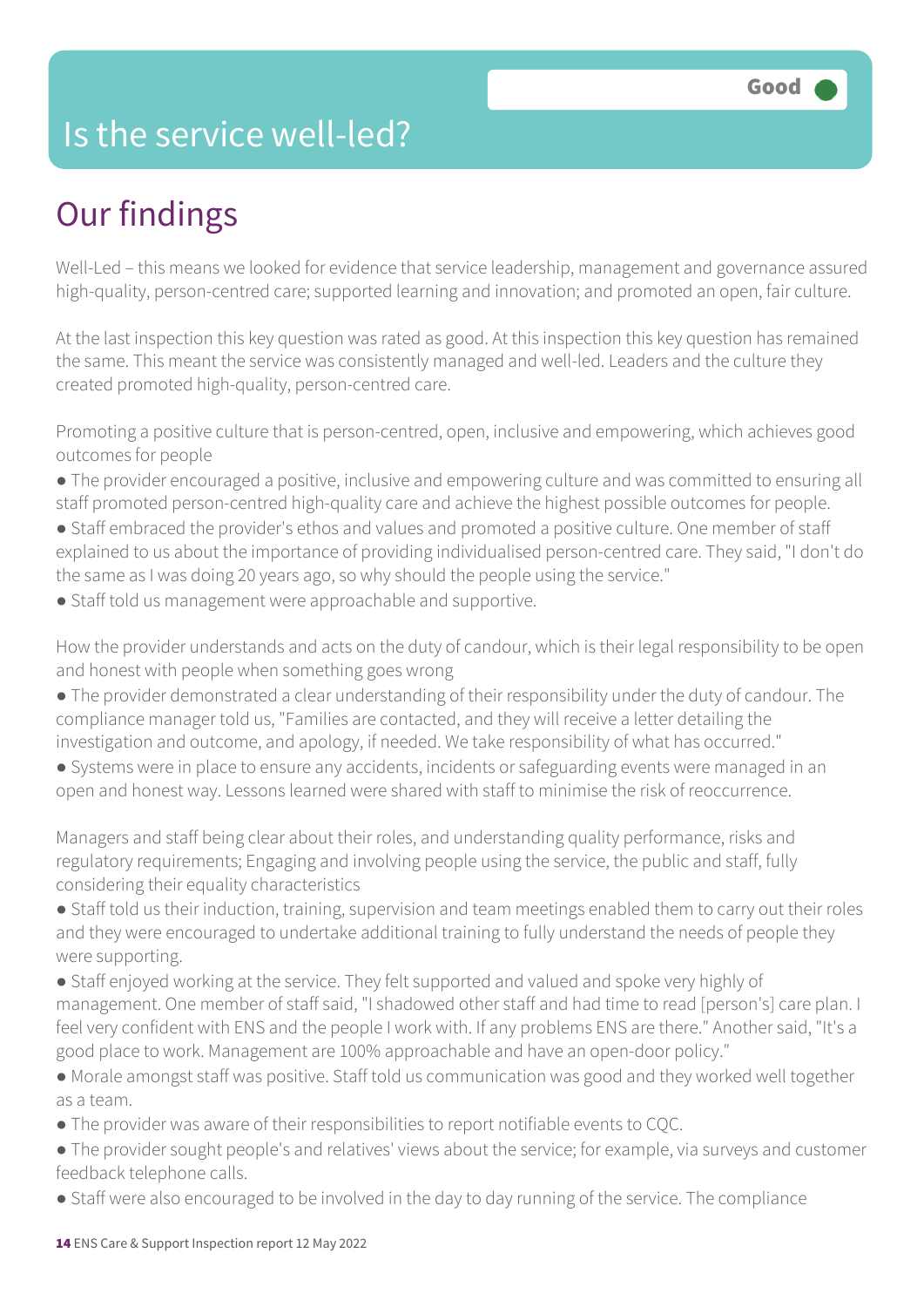# Is the service well-led?

**Good**

## Our findings

Well-Led – this means we looked for evidence that service leadership, management and governance assured high-quality, person-centred care; supported learning and innovation; and promoted an open, fair culture.

At the last inspection this key question was rated as good. At this inspection this key question has remained the same. This meant the service was consistently managed and well-led. Leaders and the culture they created promoted high-quality, person-centred care.

Promoting a positive culture that is person-centred, open, inclusive and empowering, which achieves good outcomes for people

- The provider encouraged a positive, inclusive and empowering culture and was committed to ensuring all staff promoted person-centred high-quality care and achieve the highest possible outcomes for people.
- Staff embraced the provider's ethos and values and promoted a positive culture. One member of staff explained to us about the importance of providing individualised person-centred care. They said, "I don't do the same as I was doing 20 years ago, so why should the people using the service."
- Staff told us management were approachable and supportive.

How the provider understands and acts on the duty of candour, which is their legal responsibility to be open and honest with people when something goes wrong

- The provider demonstrated a clear understanding of their responsibility under the duty of candour. The compliance manager told us, "Families are contacted, and they will receive a letter detailing the investigation and outcome, and apology, if needed. We take responsibility of what has occurred."
- Systems were in place to ensure any accidents, incidents or safeguarding events were managed in an open and honest way. Lessons learned were shared with staff to minimise the risk of reoccurrence.

Managers and staff being clear about their roles, and understanding quality performance, risks and regulatory requirements; Engaging and involving people using the service, the public and staff, fully considering their equality characteristics

- Staff told us their induction, training, supervision and team meetings enabled them to carry out their roles and they were encouraged to undertake additional training to fully understand the needs of people they were supporting.
- Staff enjoyed working at the service. They felt supported and valued and spoke very highly of management. One member of staff said, "I shadowed other staff and had time to read [person's] care plan. I feel very confident with ENS and the people I work with. If any problems ENS are there." Another said, "It's a good place to work. Management are 100% approachable and have an open-door policy."
- Morale amongst staff was positive. Staff told us communication was good and they worked well together as a team.
- The provider was aware of their responsibilities to report notifiable events to CQC.
- The provider sought people's and relatives' views about the service; for example, via surveys and customer feedback telephone calls.
- Staff were also encouraged to be involved in the day to day running of the service. The compliance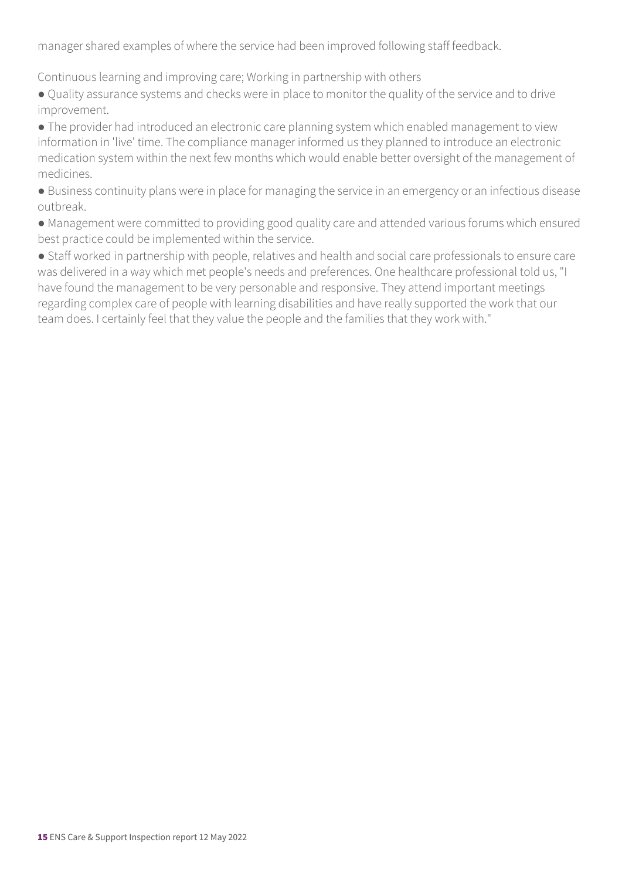manager shared examples of where the service had been improved following staff feedback.

Continuous learning and improving care; Working in partnership with others

- Quality assurance systems and checks were in place to monitor the quality of the service and to drive improvement.
- The provider had introduced an electronic care planning system which enabled management to view information in 'live' time. The compliance manager informed us they planned to introduce an electronic medication system within the next few months which would enable better oversight of the management of medicines.
- Business continuity plans were in place for managing the service in an emergency or an infectious disease outbreak.
- Management were committed to providing good quality care and attended various forums which ensured best practice could be implemented within the service.
- Staff worked in partnership with people, relatives and health and social care professionals to ensure care was delivered in a way which met people's needs and preferences. One healthcare professional told us, "I have found the management to be very personable and responsive. They attend important meetings regarding complex care of people with learning disabilities and have really supported the work that our team does. I certainly feel that they value the people and the families that they work with."